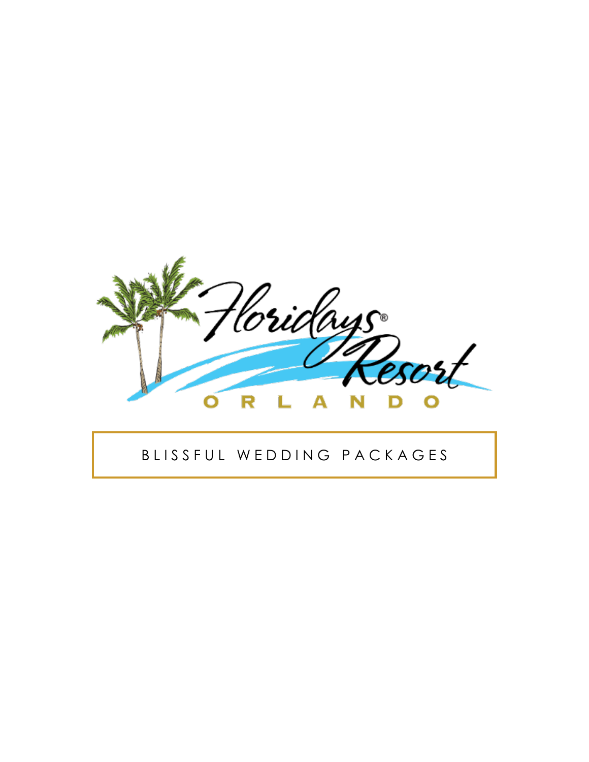# Floridays® Resort

ORLANDO

## BLISSFUL WEDDING PACKAGES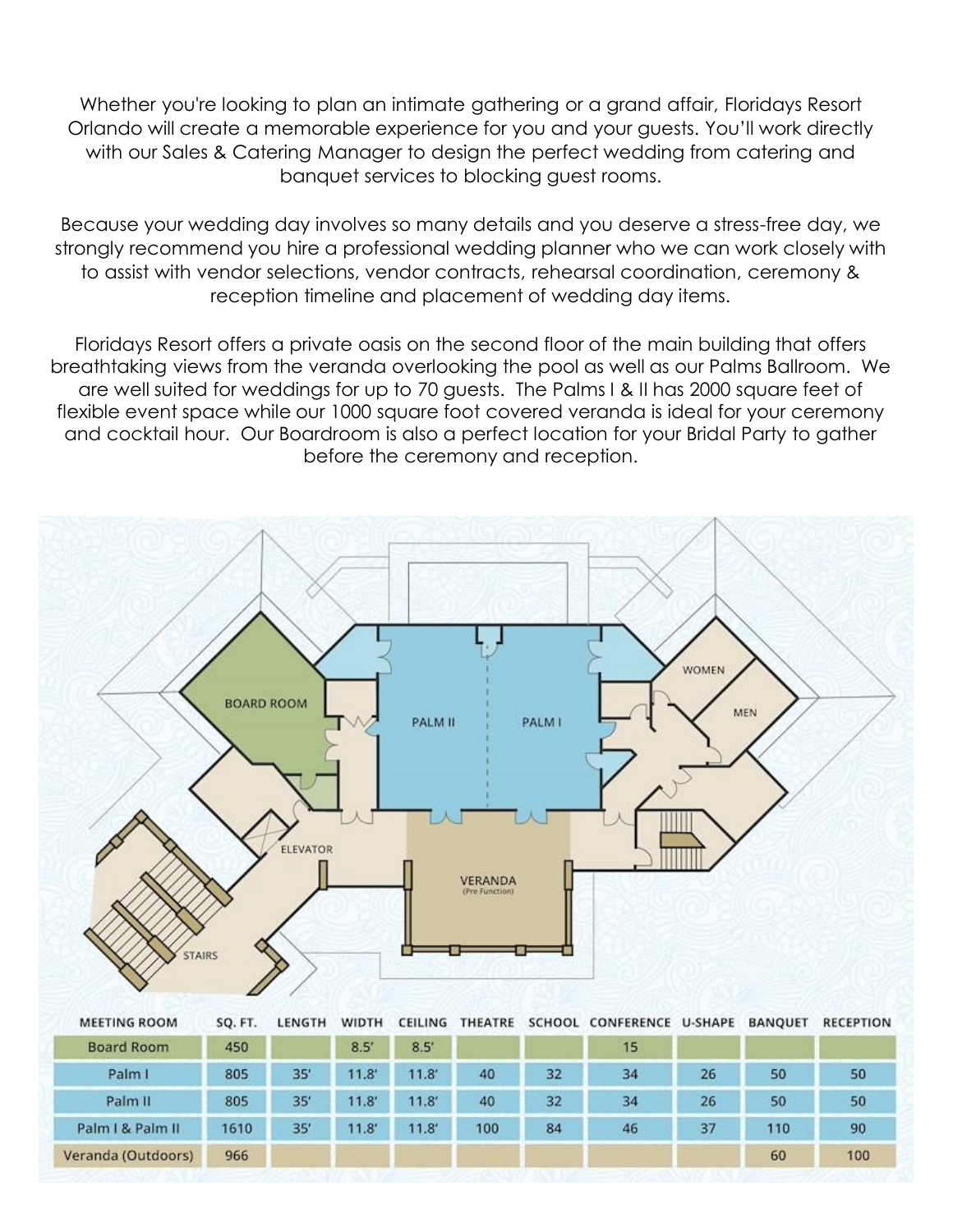Whether you're looking to plan an intimate gathering or a grand affair, Floridays Resort Orlando will create a memorable experience for you and your guests. You'll work directly with our Sales & Catering Manager to design the perfect wedding from catering and banquet services to blocking guest rooms.

Because your wedding day involves so many details and you deserve a stress-free day, we strongly recommend you hire a professional wedding planner who we can work closely with to assist with vendor selections, vendor contracts, rehearsal coordination, ceremony & reception timeline and placement of wedding day items.

Floridays Resort offers a private oasis on the second floor of the main building that offers breathtaking views from the veranda overlooking the pool as well as our Palms Ballroom. We are well suited for weddings for up to 70 guests. The Palms I & II has 2000 square feet of flexible event space while our 1000 square foot covered veranda is ideal for your ceremony and cocktail hour. Our Boardroom is also a perfect location for your Bridal Party to gather before the ceremony and reception.

| MEETING ROOM | SQ. FT. | LENGTH | WIDTH | CEILING | THEATRE | SCHOOL | CONFERENCE | U-SHAPE | BANQUET | RECEPTION |
|---|---|---|---|---|---|---|---|---|---|---|
| Board Room | 450 | | 8.5' | 8.5' | | | 15 | | | |
| Palm I | 805 | 35' | 11.8' | 11.8' | 40 | 32 | 34 | 26 | 50 | 50 |
| Palm II | 805 | 35' | 11.8' | 11.8' | 40 | 32 | 34 | 26 | 50 | 50 |
| Palm I & Palm II | 1610 | 35' | 11.8' | 11.8' | 100 | 84 | 46 | 37 | 110 | 90 |
| Veranda (Outdoors) | 966 | | | | | | | | 60 | 100 |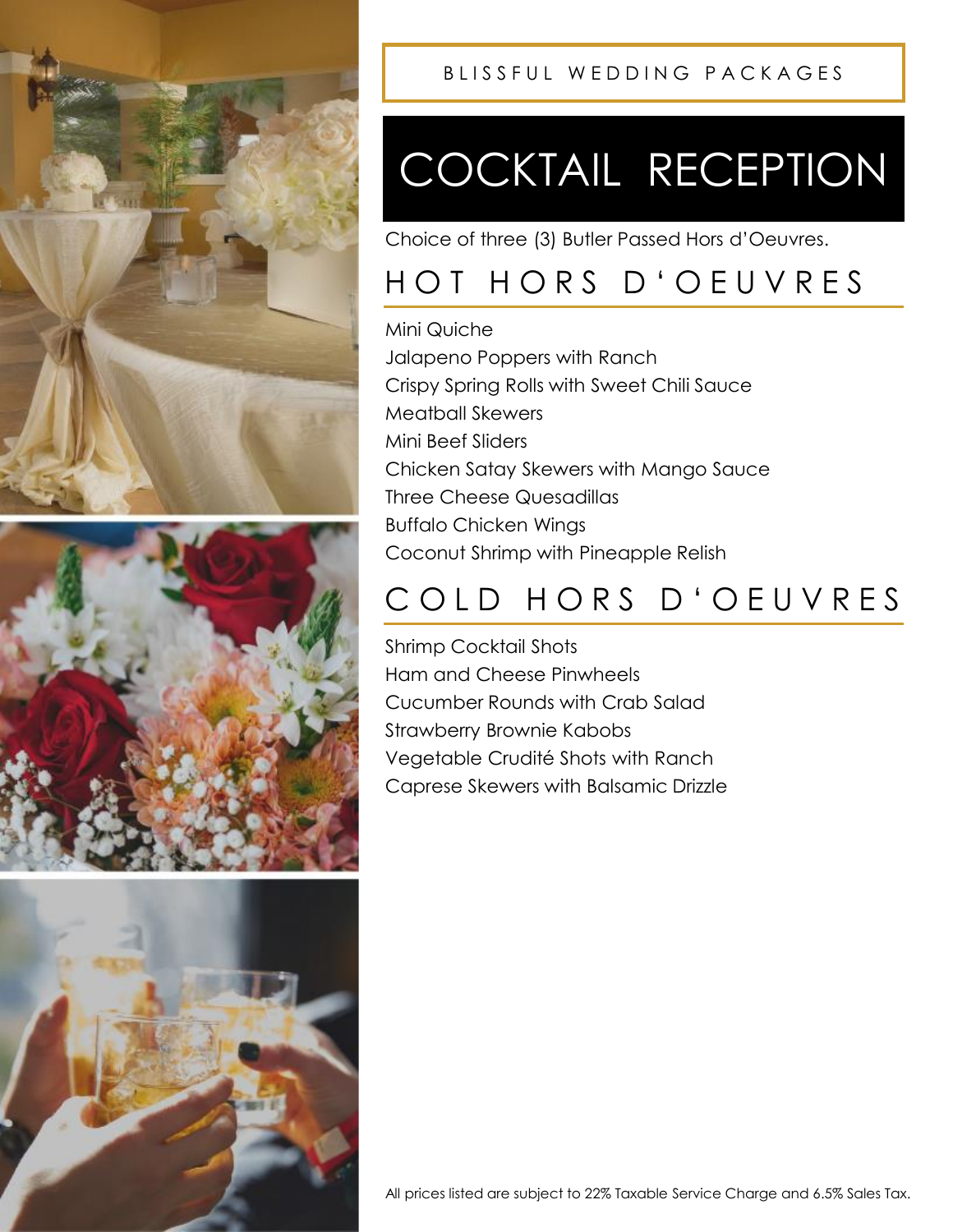BLISSFUL WEDDING PACKAGES

# COCKTAIL RECEPTION

Choice of three (3) Butler Passed Hors d'Oeuvres.

## HOT HORS D'OEUVRES

Mini Quiche
Jalapeno Poppers with Ranch
Crispy Spring Rolls with Sweet Chili Sauce
Meatball Skewers
Mini Beef Sliders
Chicken Satay Skewers with Mango Sauce
Three Cheese Quesadillas
Buffalo Chicken Wings
Coconut Shrimp with Pineapple Relish

## COLD HORS D'OEUVRES

Shrimp Cocktail Shots
Ham and Cheese Pinwheels
Cucumber Rounds with Crab Salad
Strawberry Brownie Kabobs
Vegetable Crudité Shots with Ranch
Caprese Skewers with Balsamic Drizzle

All prices listed are subject to 22% Taxable Service Charge and 6.5% Sales Tax.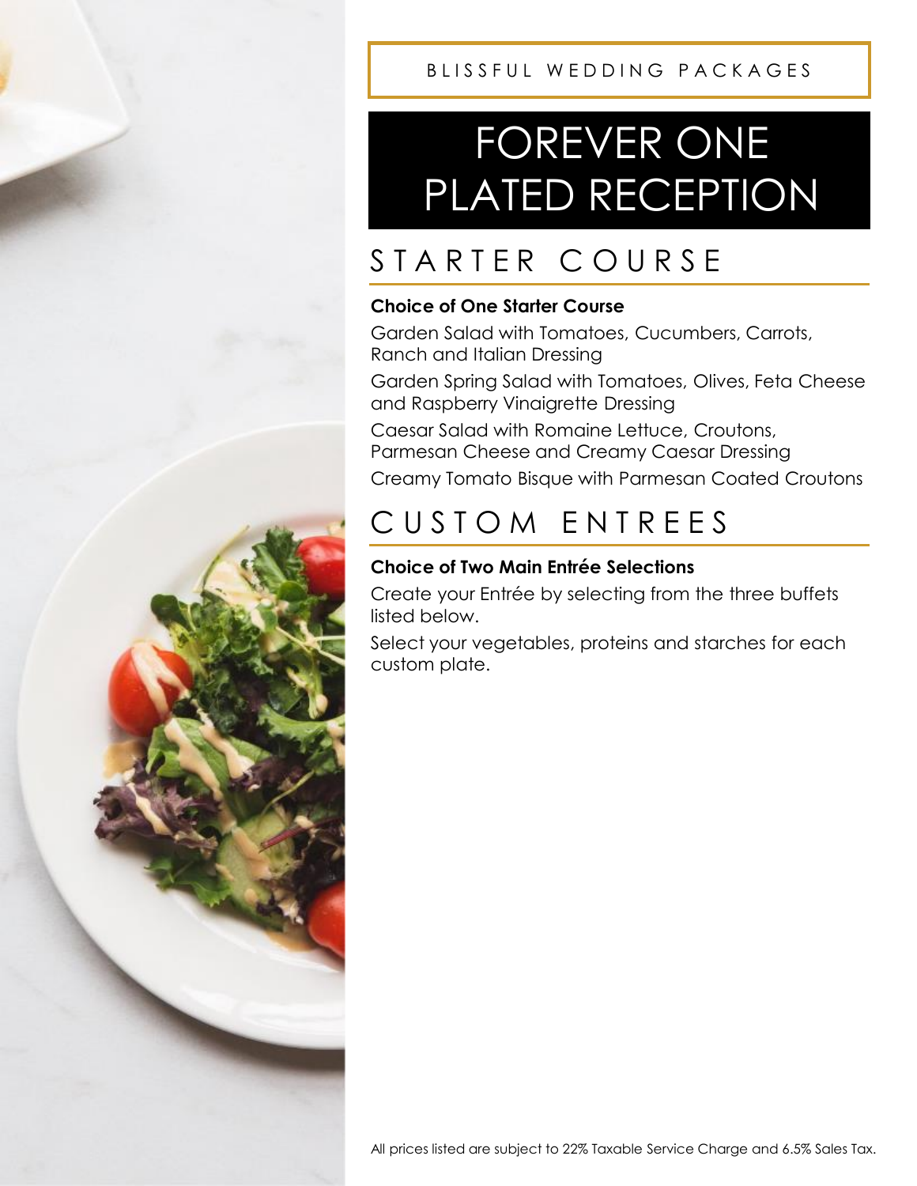BLISSFUL WEDDING PACKAGES

# FOREVER ONE PLATED RECEPTION

## STARTER COURSE

**Choice of One Starter Course**

Garden Salad with Tomatoes, Cucumbers, Carrots, Ranch and Italian Dressing

Garden Spring Salad with Tomatoes, Olives, Feta Cheese and Raspberry Vinaigrette Dressing

Caesar Salad with Romaine Lettuce, Croutons, Parmesan Cheese and Creamy Caesar Dressing

Creamy Tomato Bisque with Parmesan Coated Croutons

## CUSTOM ENTREES

**Choice of Two Main Entrée Selections**

Create your Entrée by selecting from the three buffets listed below.

Select your vegetables, proteins and starches for each custom plate.

All prices listed are subject to 22% Taxable Service Charge and 6.5% Sales Tax.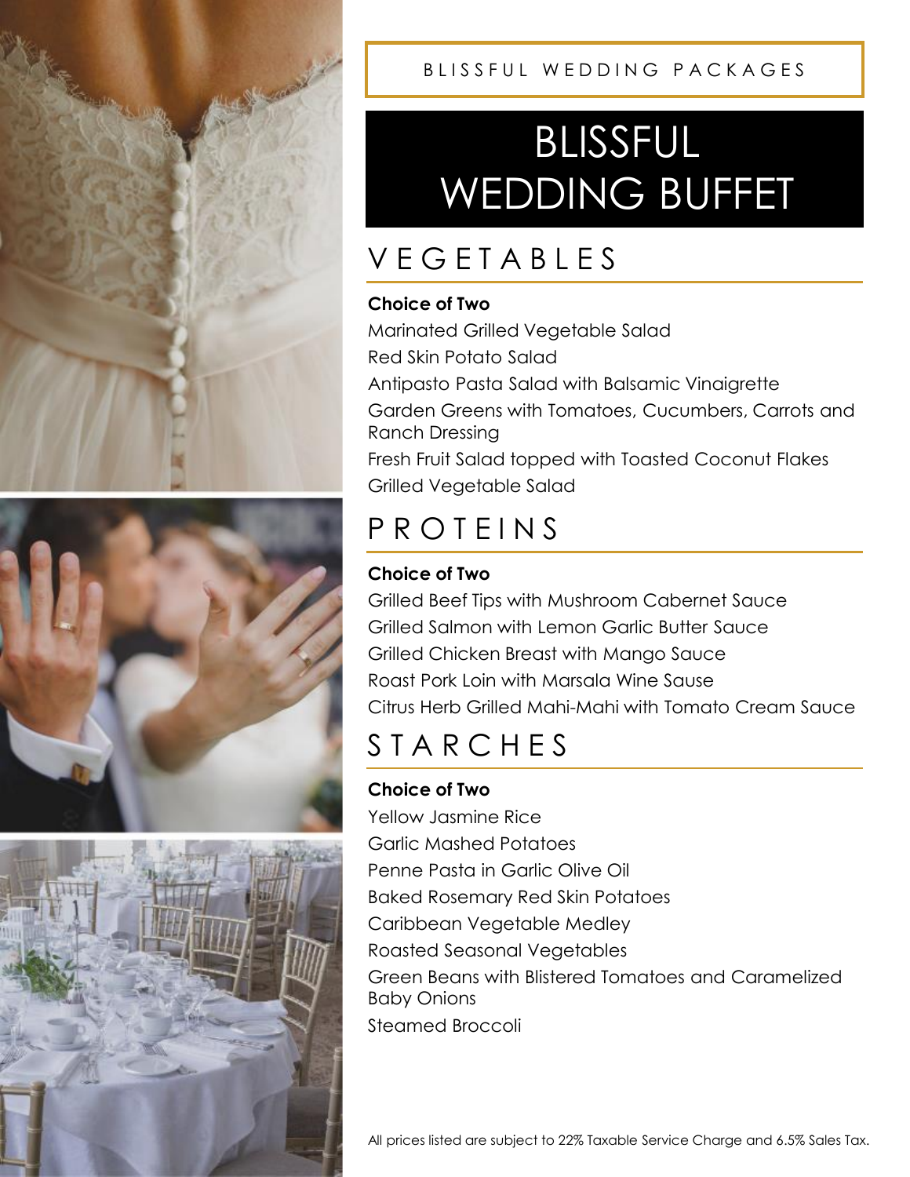BLISSFUL WEDDING PACKAGES

# BLISSFUL WEDDING BUFFET

## VEGETABLES

**Choice of Two**

Marinated Grilled Vegetable Salad
Red Skin Potato Salad
Antipasto Pasta Salad with Balsamic Vinaigrette
Garden Greens with Tomatoes, Cucumbers, Carrots and Ranch Dressing
Fresh Fruit Salad topped with Toasted Coconut Flakes
Grilled Vegetable Salad

## PROTEINS

**Choice of Two**

Grilled Beef Tips with Mushroom Cabernet Sauce
Grilled Salmon with Lemon Garlic Butter Sauce
Grilled Chicken Breast with Mango Sauce
Roast Pork Loin with Marsala Wine Sause
Citrus Herb Grilled Mahi-Mahi with Tomato Cream Sauce

## STARCHES

**Choice of Two**

Yellow Jasmine Rice
Garlic Mashed Potatoes
Penne Pasta in Garlic Olive Oil
Baked Rosemary Red Skin Potatoes
Caribbean Vegetable Medley
Roasted Seasonal Vegetables
Green Beans with Blistered Tomatoes and Caramelized Baby Onions
Steamed Broccoli

All prices listed are subject to 22% Taxable Service Charge and 6.5% Sales Tax.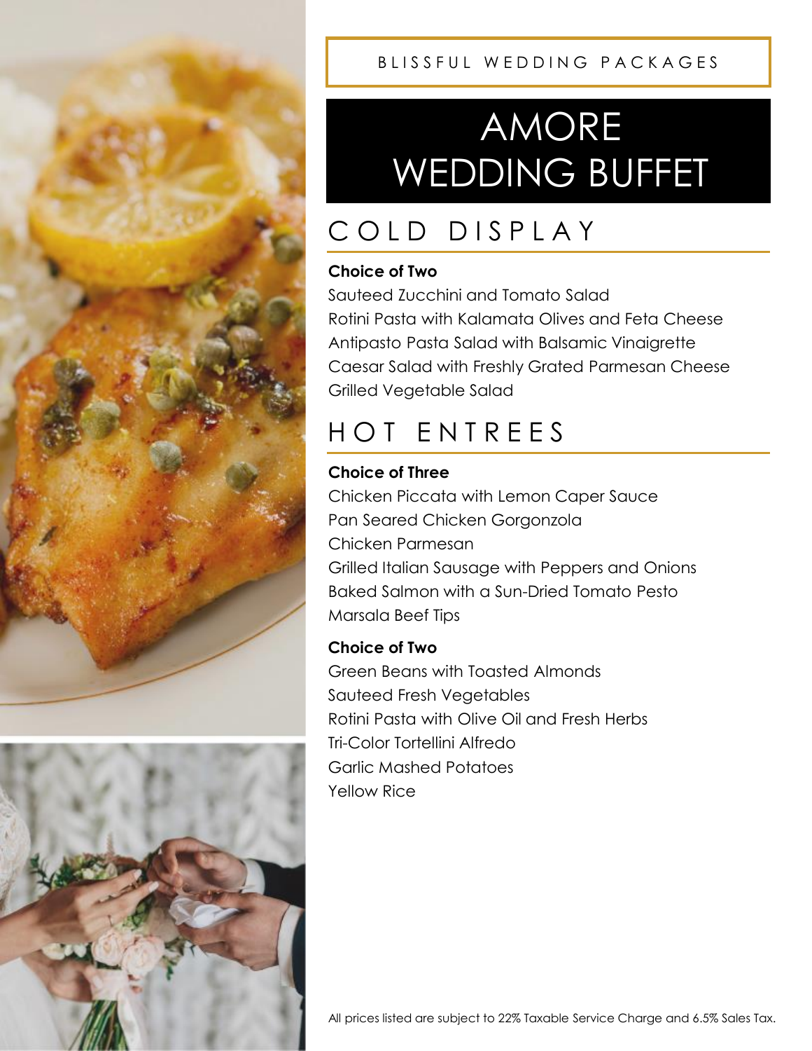BLISSFUL WEDDING PACKAGES

# AMORE WEDDING BUFFET

## COLD DISPLAY

**Choice of Two**

Sauteed Zucchini and Tomato Salad
Rotini Pasta with Kalamata Olives and Feta Cheese
Antipasto Pasta Salad with Balsamic Vinaigrette
Caesar Salad with Freshly Grated Parmesan Cheese
Grilled Vegetable Salad

## HOT ENTREES

**Choice of Three**

Chicken Piccata with Lemon Caper Sauce
Pan Seared Chicken Gorgonzola
Chicken Parmesan
Grilled Italian Sausage with Peppers and Onions
Baked Salmon with a Sun-Dried Tomato Pesto
Marsala Beef Tips

**Choice of Two**

Green Beans with Toasted Almonds
Sauteed Fresh Vegetables
Rotini Pasta with Olive Oil and Fresh Herbs
Tri-Color Tortellini Alfredo
Garlic Mashed Potatoes
Yellow Rice

All prices listed are subject to 22% Taxable Service Charge and 6.5% Sales Tax.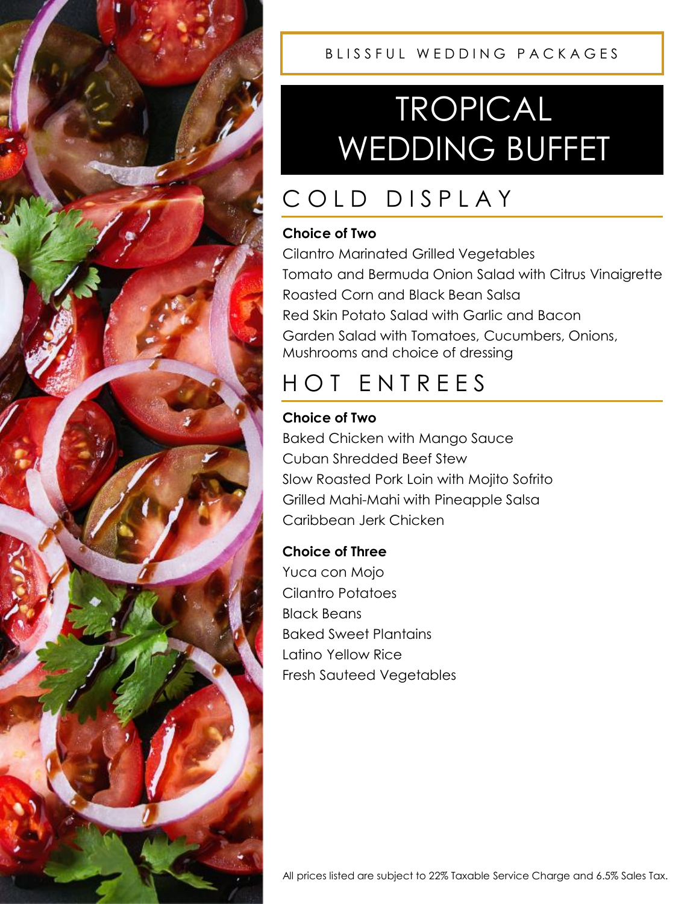BLISSFUL WEDDING PACKAGES

# TROPICAL WEDDING BUFFET

## COLD DISPLAY

**Choice of Two**

Cilantro Marinated Grilled Vegetables
Tomato and Bermuda Onion Salad with Citrus Vinaigrette
Roasted Corn and Black Bean Salsa
Red Skin Potato Salad with Garlic and Bacon
Garden Salad with Tomatoes, Cucumbers, Onions, Mushrooms and choice of dressing

## HOT ENTREES

**Choice of Two**

Baked Chicken with Mango Sauce
Cuban Shredded Beef Stew
Slow Roasted Pork Loin with Mojito Sofrito
Grilled Mahi-Mahi with Pineapple Salsa
Caribbean Jerk Chicken

**Choice of Three**

Yuca con Mojo
Cilantro Potatoes
Black Beans
Baked Sweet Plantains
Latino Yellow Rice
Fresh Sauteed Vegetables

All prices listed are subject to 22% Taxable Service Charge and 6.5% Sales Tax.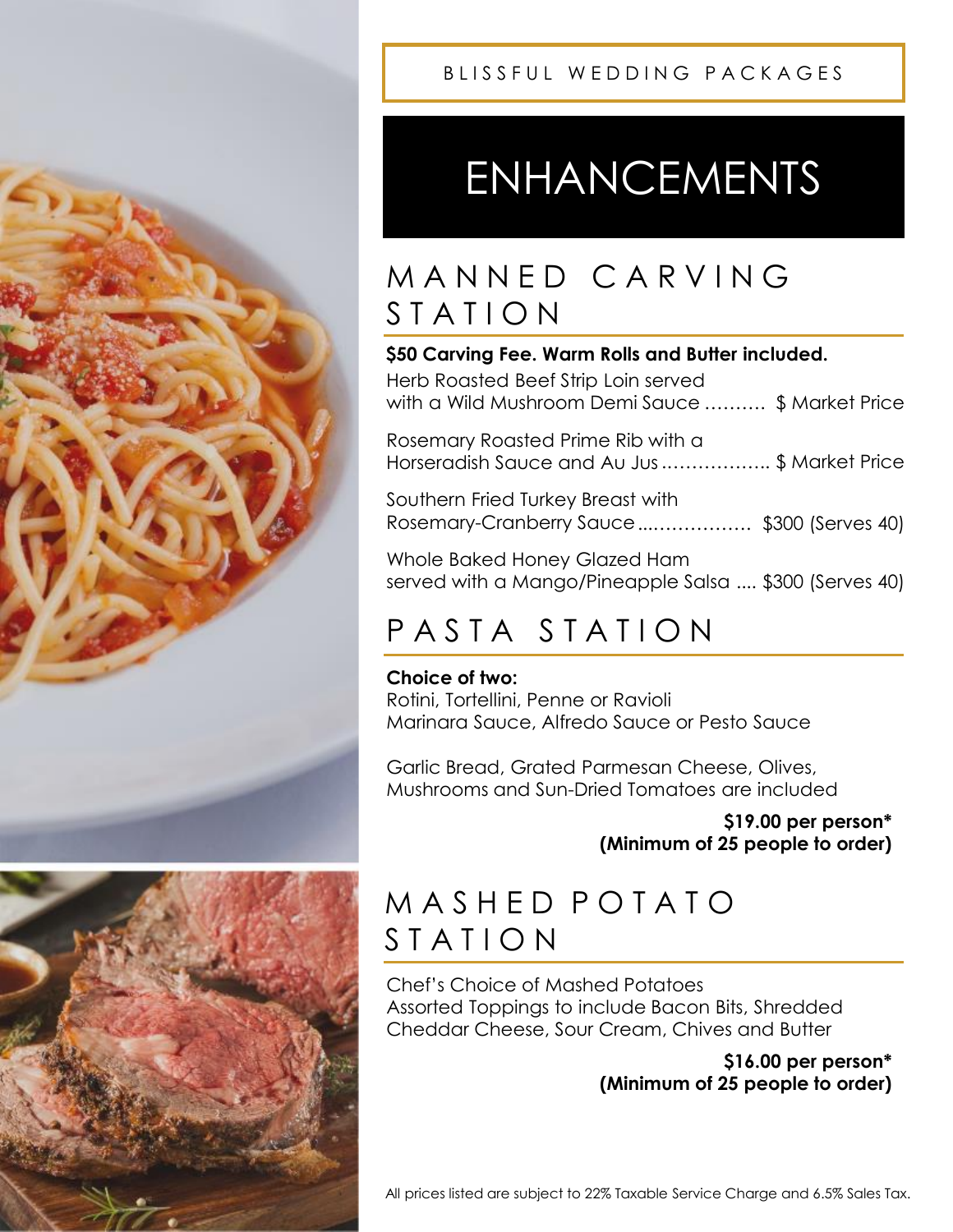BLISSFUL WEDDING PACKAGES

# ENHANCEMENTS

## MANNED CARVING STATION

**$50 Carving Fee. Warm Rolls and Butter included.**

Herb Roasted Beef Strip Loin served with a Wild Mushroom Demi Sauce .......... $ Market Price

Rosemary Roasted Prime Rib with a Horseradish Sauce and Au Jus .................. $ Market Price

Southern Fried Turkey Breast with Rosemary-Cranberry Sauce .................. $300 (Serves 40)

Whole Baked Honey Glazed Ham served with a Mango/Pineapple Salsa .... $300 (Serves 40)

## PASTA STATION

**Choice of two:**
Rotini, Tortellini, Penne or Ravioli
Marinara Sauce, Alfredo Sauce or Pesto Sauce

Garlic Bread, Grated Parmesan Cheese, Olives, Mushrooms and Sun-Dried Tomatoes are included

**$19.00 per person***
**(Minimum of 25 people to order)**

## MASHED POTATO STATION

Chef's Choice of Mashed Potatoes
Assorted Toppings to include Bacon Bits, Shredded Cheddar Cheese, Sour Cream, Chives and Butter

**$16.00 per person***
**(Minimum of 25 people to order)**

All prices listed are subject to 22% Taxable Service Charge and 6.5% Sales Tax.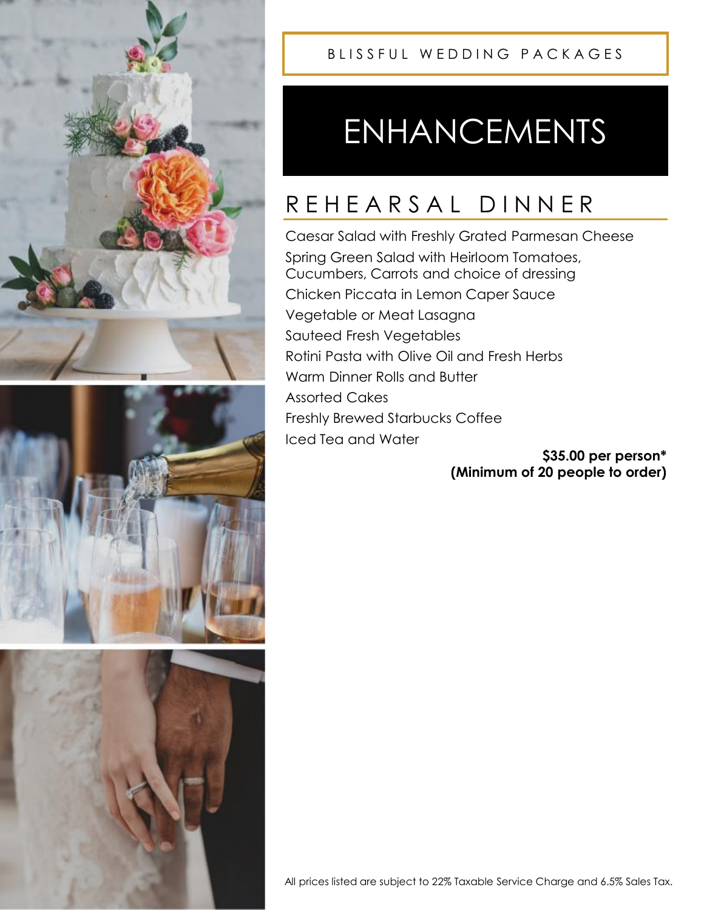BLISSFUL WEDDING PACKAGES

# ENHANCEMENTS

## REHEARSAL DINNER

Caesar Salad with Freshly Grated Parmesan Cheese
Spring Green Salad with Heirloom Tomatoes, Cucumbers, Carrots and choice of dressing
Chicken Piccata in Lemon Caper Sauce
Vegetable or Meat Lasagna
Sauteed Fresh Vegetables
Rotini Pasta with Olive Oil and Fresh Herbs
Warm Dinner Rolls and Butter
Assorted Cakes
Freshly Brewed Starbucks Coffee
Iced Tea and Water

**$35.00 per person***
**(Minimum of 20 people to order)**

All prices listed are subject to 22% Taxable Service Charge and 6.5% Sales Tax.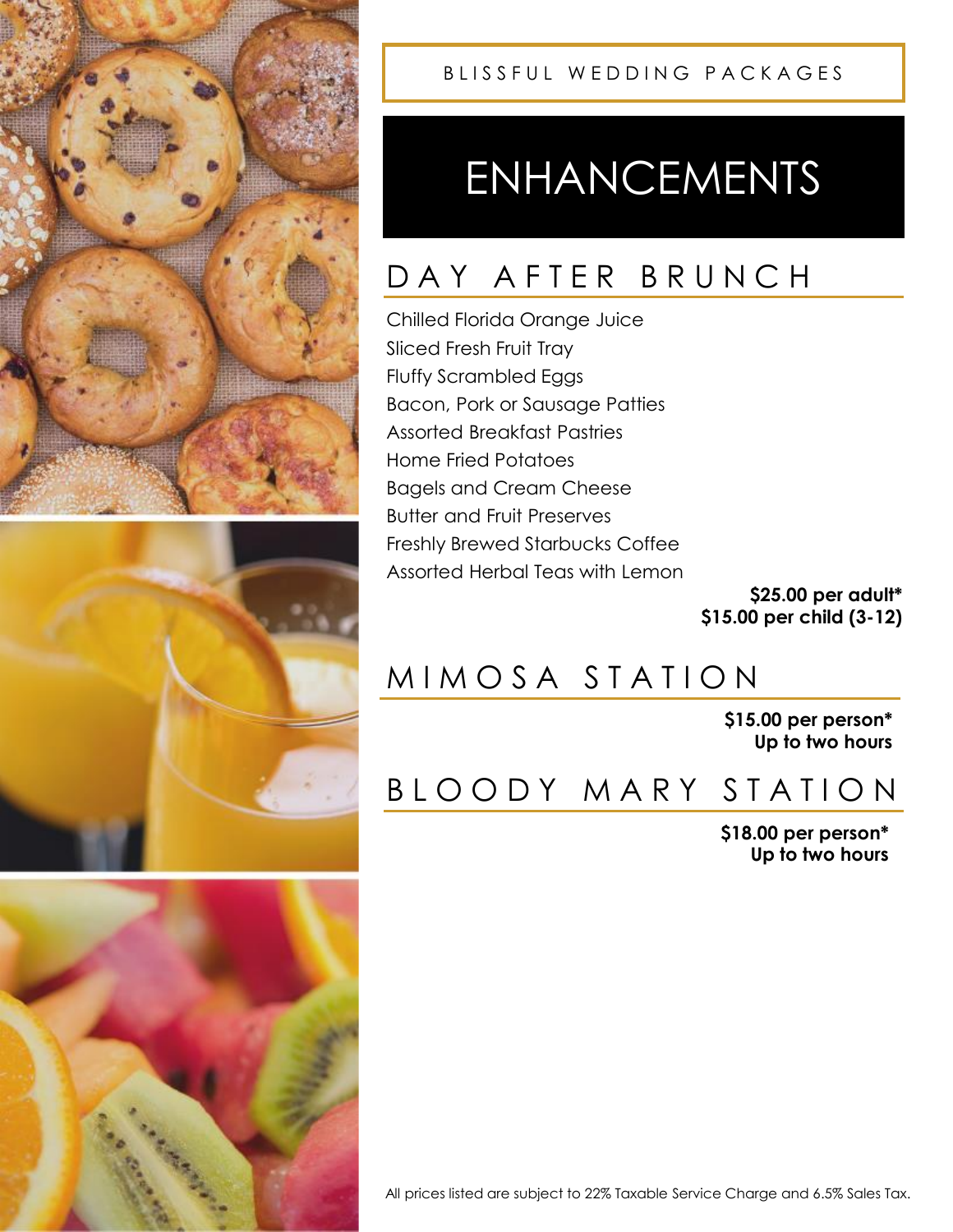BLISSFUL WEDDING PACKAGES

# ENHANCEMENTS

## DAY AFTER BRUNCH

Chilled Florida Orange Juice
Sliced Fresh Fruit Tray
Fluffy Scrambled Eggs
Bacon, Pork or Sausage Patties
Assorted Breakfast Pastries
Home Fried Potatoes
Bagels and Cream Cheese
Butter and Fruit Preserves
Freshly Brewed Starbucks Coffee
Assorted Herbal Teas with Lemon

**$25.00 per adult***
**$15.00 per child (3-12)**

## MIMOSA STATION

**$15.00 per person***
**Up to two hours**

## BLOODY MARY STATION

**$18.00 per person***
**Up to two hours**

All prices listed are subject to 22% Taxable Service Charge and 6.5% Sales Tax.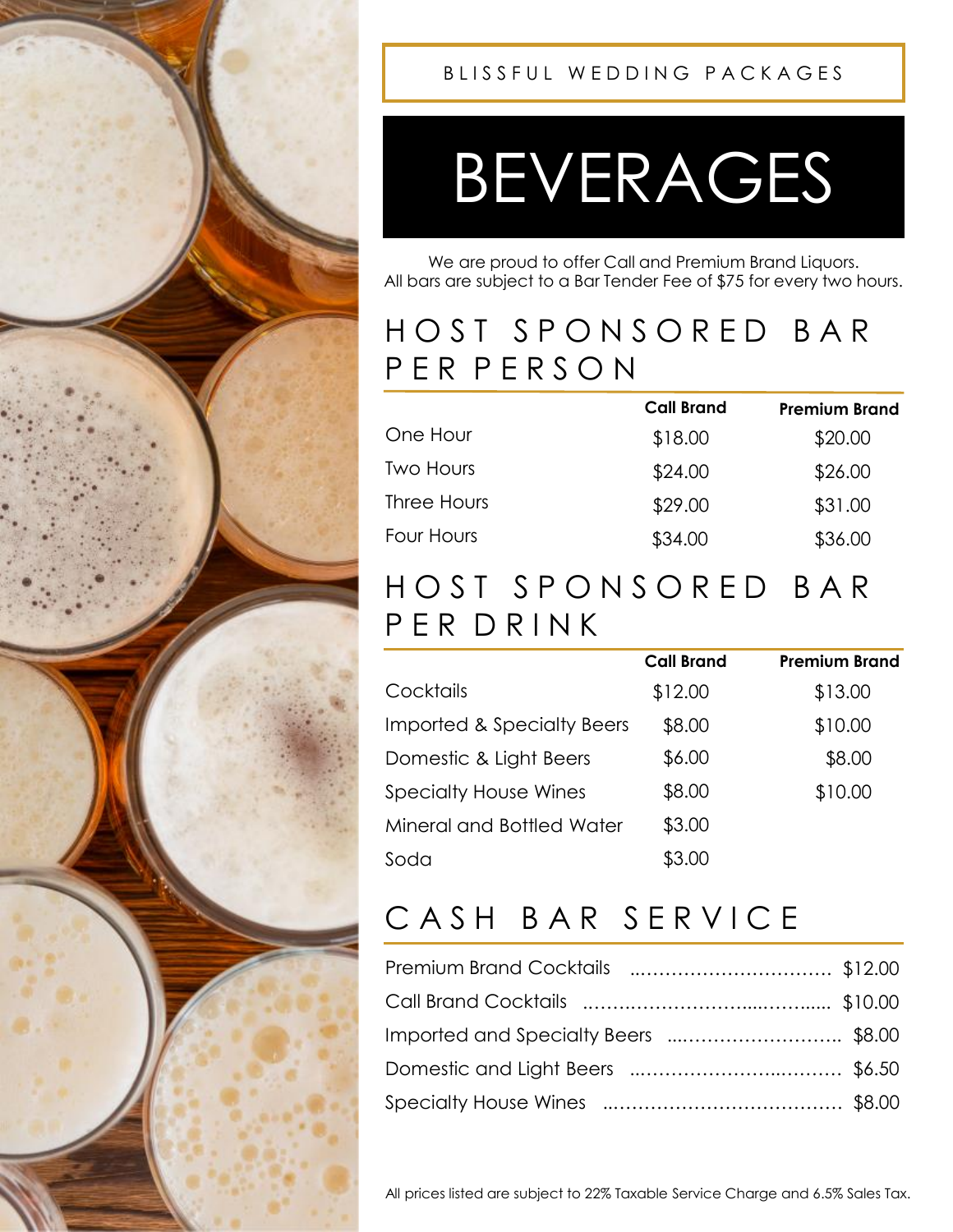BLISSFUL WEDDING PACKAGES

# BEVERAGES

We are proud to offer Call and Premium Brand Liquors.
All bars are subject to a Bar Tender Fee of $75 for every two hours.

## HOST SPONSORED BAR PER PERSON

| | Call Brand | Premium Brand |
|---|---|---|
| One Hour | $18.00 | $20.00 |
| Two Hours | $24.00 | $26.00 |
| Three Hours | $29.00 | $31.00 |
| Four Hours | $34.00 | $36.00 |

## HOST SPONSORED BAR PER DRINK

| | Call Brand | Premium Brand |
|---|---|---|
| Cocktails | $12.00 | $13.00 |
| Imported & Specialty Beers | $8.00 | $10.00 |
| Domestic & Light Beers | $6.00 | $8.00 |
| Specialty House Wines | $8.00 | $10.00 |
| Mineral and Bottled Water | $3.00 | |
| Soda | $3.00 | |

## CASH BAR SERVICE

| | |
|---|---|
| Premium Brand Cocktails | $12.00 |
| Call Brand Cocktails | $10.00 |
| Imported and Specialty Beers | $8.00 |
| Domestic and Light Beers | $6.50 |
| Specialty House Wines | $8.00 |

All prices listed are subject to 22% Taxable Service Charge and 6.5% Sales Tax.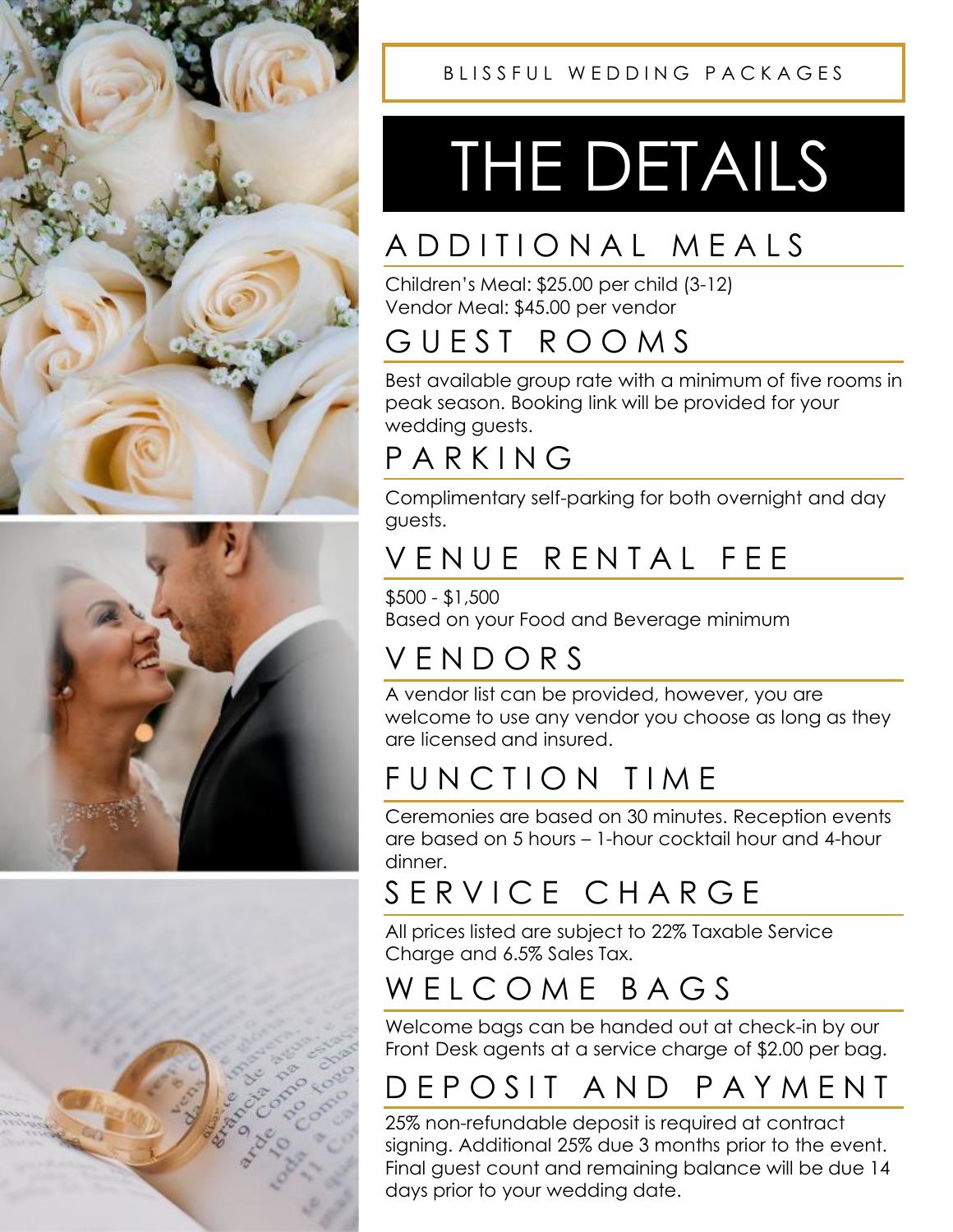BLISSFUL WEDDING PACKAGES

# THE DETAILS

## ADDITIONAL MEALS

Children's Meal: $25.00 per child (3-12)
Vendor Meal: $45.00 per vendor

## GUEST ROOMS

Best available group rate with a minimum of five rooms in peak season. Booking link will be provided for your wedding guests.

## PARKING

Complimentary self-parking for both overnight and day guests.

## VENUE RENTAL FEE

$500 - $1,500
Based on your Food and Beverage minimum

## VENDORS

A vendor list can be provided, however, you are welcome to use any vendor you choose as long as they are licensed and insured.

## FUNCTION TIME

Ceremonies are based on 30 minutes. Reception events are based on 5 hours – 1-hour cocktail hour and 4-hour dinner.

## SERVICE CHARGE

All prices listed are subject to 22% Taxable Service Charge and 6.5% Sales Tax.

## WELCOME BAGS

Welcome bags can be handed out at check-in by our Front Desk agents at a service charge of $2.00 per bag.

## DEPOSIT AND PAYMENT

25% non-refundable deposit is required at contract signing. Additional 25% due 3 months prior to the event. Final guest count and remaining balance will be due 14 days prior to your wedding date.